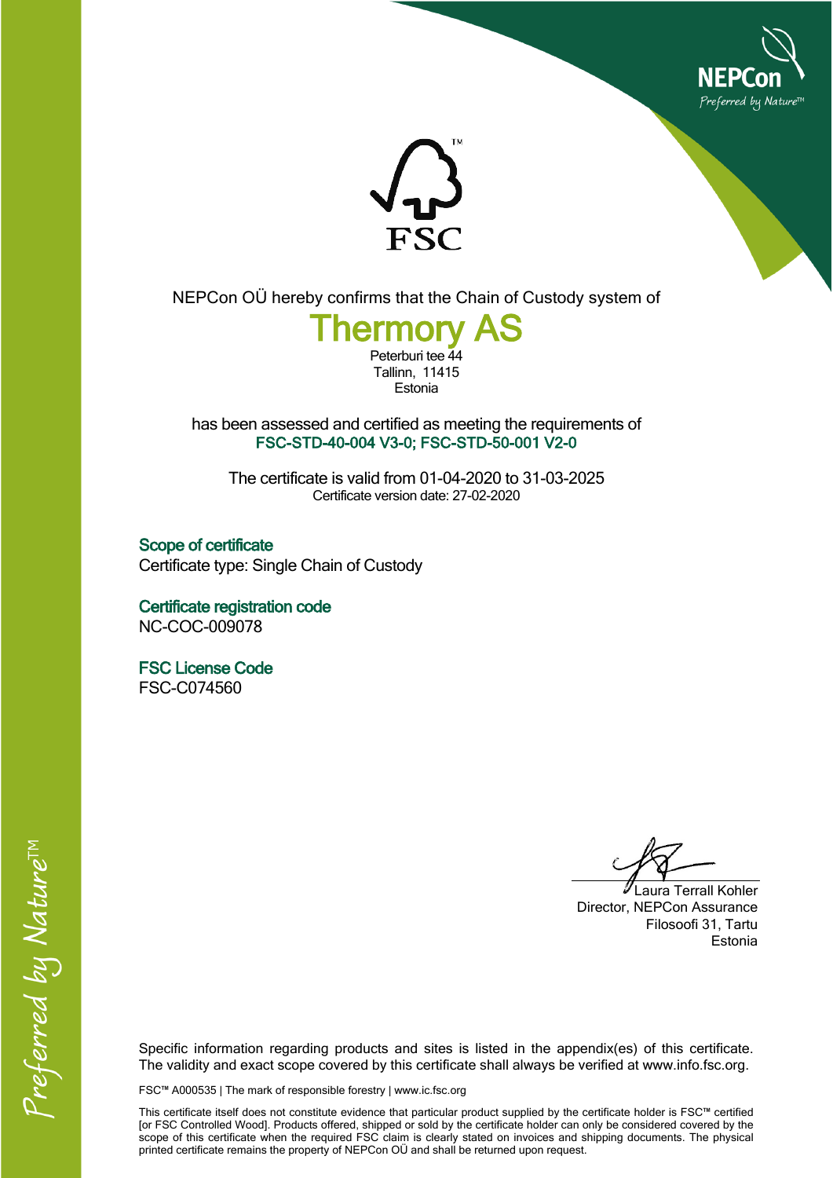NEPCon OÜ hereby confirms that the Chain of Custody system of

# Thermory AS

Peterburi tee 44
Tallinn, 11415
Estonia

has been assessed and certified as meeting the requirements of
**FSC-STD-40-004 V3-0; FSC-STD-50-001 V2-0**

The certificate is valid from 01-04-2020 to 31-03-2025
Certificate version date: 27-02-2020

## Scope of certificate

Certificate type: Single Chain of Custody

## Certificate registration code

NC-COC-009078

## FSC License Code

FSC-C074560

Laura Terrall Kohler
Director, NEPCon Assurance
Filosoofi 31, Tartu
Estonia

Specific information regarding products and sites is listed in the appendix(es) of this certificate. The validity and exact scope covered by this certificate shall always be verified at www.info.fsc.org.

FSC™ A000535 | The mark of responsible forestry | www.ic.fsc.org

This certificate itself does not constitute evidence that particular product supplied by the certificate holder is FSC™ certified [or FSC Controlled Wood]. Products offered, shipped or sold by the certificate holder can only be considered covered by the scope of this certificate when the required FSC claim is clearly stated on invoices and shipping documents. The physical printed certificate remains the property of NEPCon OÜ and shall be returned upon request.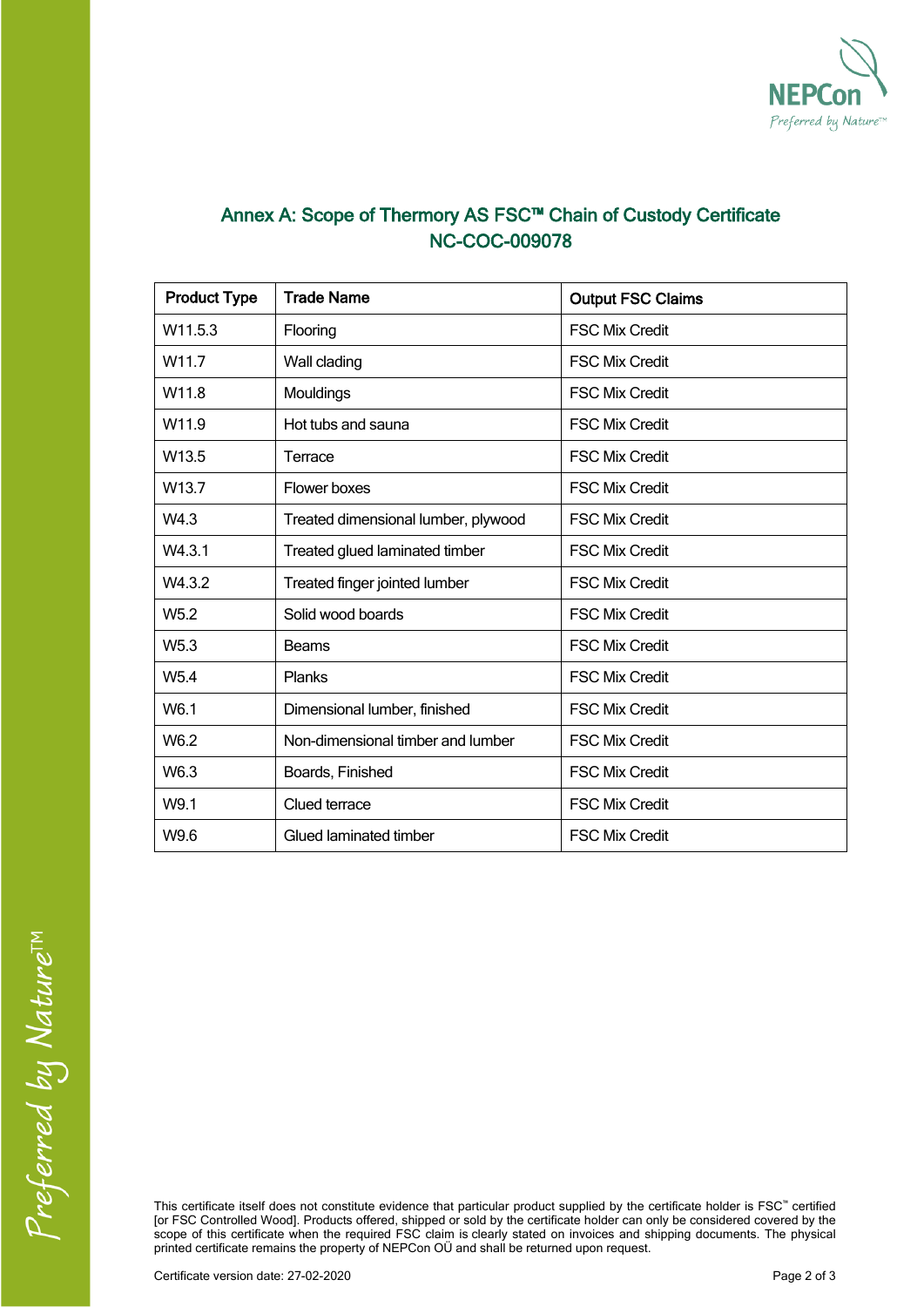## Annex A: Scope of Thermory AS FSC™ Chain of Custody Certificate NC-COC-009078

| Product Type | Trade Name | Output FSC Claims |
|---|---|---|
| W11.5.3 | Flooring | FSC Mix Credit |
| W11.7 | Wall cladding | FSC Mix Credit |
| W11.8 | Mouldings | FSC Mix Credit |
| W11.9 | Hot tubs and sauna | FSC Mix Credit |
| W13.5 | Terrace | FSC Mix Credit |
| W13.7 | Flower boxes | FSC Mix Credit |
| W4.3 | Treated dimensional lumber, plywood | FSC Mix Credit |
| W4.3.1 | Treated glued laminated timber | FSC Mix Credit |
| W4.3.2 | Treated finger jointed lumber | FSC Mix Credit |
| W5.2 | Solid wood boards | FSC Mix Credit |
| W5.3 | Beams | FSC Mix Credit |
| W5.4 | Planks | FSC Mix Credit |
| W6.1 | Dimensional lumber, finished | FSC Mix Credit |
| W6.2 | Non-dimensional timber and lumber | FSC Mix Credit |
| W6.3 | Boards, Finished | FSC Mix Credit |
| W9.1 | Clued terrace | FSC Mix Credit |
| W9.6 | Glued laminated timber | FSC Mix Credit |

This certificate itself does not constitute evidence that particular product supplied by the certificate holder is FSC™ certified [or FSC Controlled Wood]. Products offered, shipped or sold by the certificate holder can only be considered covered by the scope of this certificate when the required FSC claim is clearly stated on invoices and shipping documents. The physical printed certificate remains the property of NEPCon OÜ and shall be returned upon request.

Certificate version date: 27-02-2020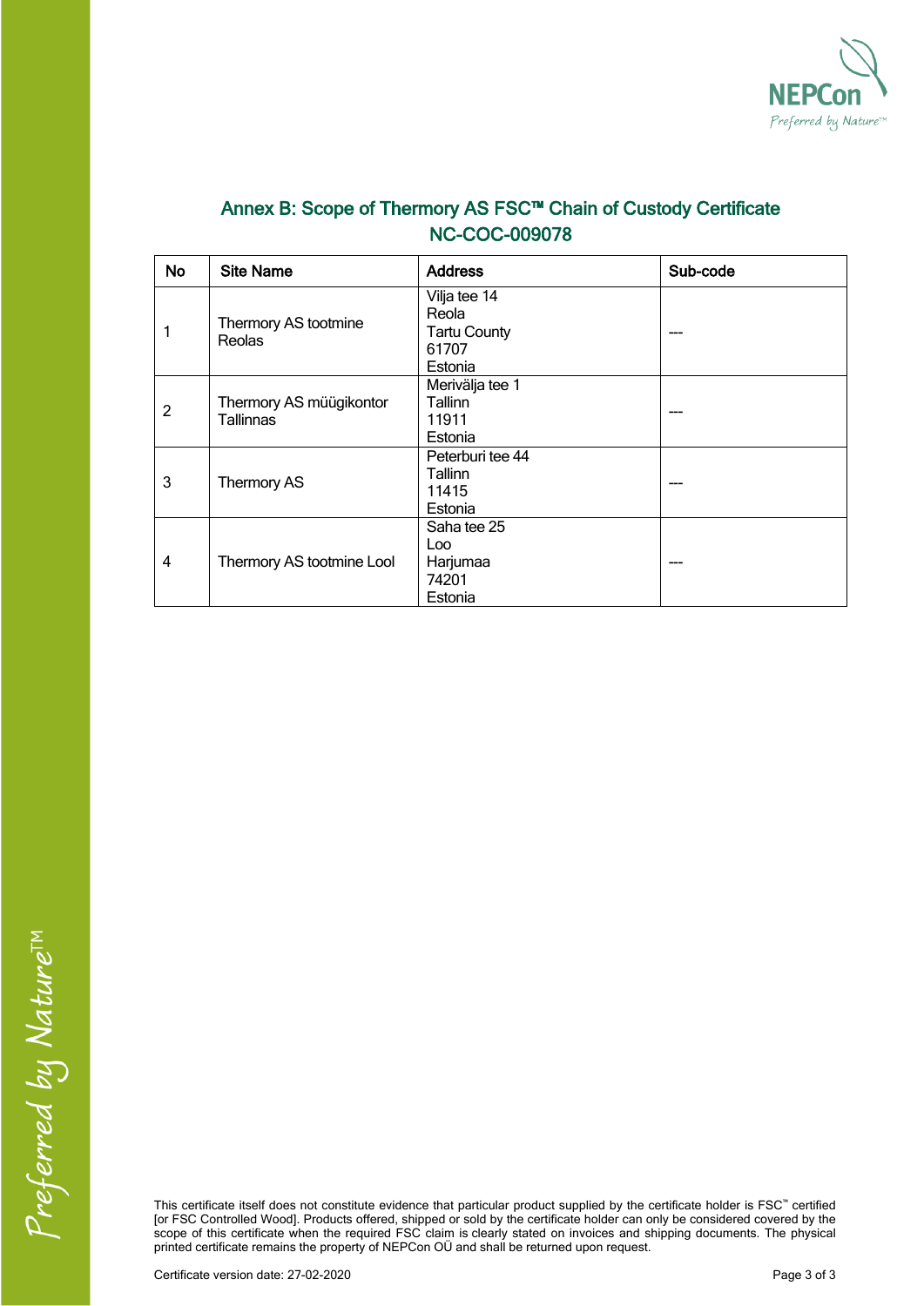## Annex B: Scope of Thermory AS FSC™ Chain of Custody Certificate NC-COC-009078

| No | Site Name | Address | Sub-code |
|---|---|---|---|
| 1 | Thermory AS tootmine Reolas | Vilja tee 14<br>Reola<br>Tartu County<br>61707<br>Estonia | --- |
| 2 | Thermory AS müügikontor Tallinnas | Merivälja tee 1<br>Tallinn<br>11911<br>Estonia | --- |
| 3 | Thermory AS | Peterburi tee 44<br>Tallinn<br>11415<br>Estonia | --- |
| 4 | Thermory AS tootmine Lool | Saha tee 25<br>Loo<br>Harjumaa<br>74201<br>Estonia | --- |

This certificate itself does not constitute evidence that particular product supplied by the certificate holder is FSC™ certified [or FSC Controlled Wood]. Products offered, shipped or sold by the certificate holder can only be considered covered by the scope of this certificate when the required FSC claim is clearly stated on invoices and shipping documents. The physical printed certificate remains the property of NEPCon OÜ and shall be returned upon request.

Certificate version date: 27-02-2020